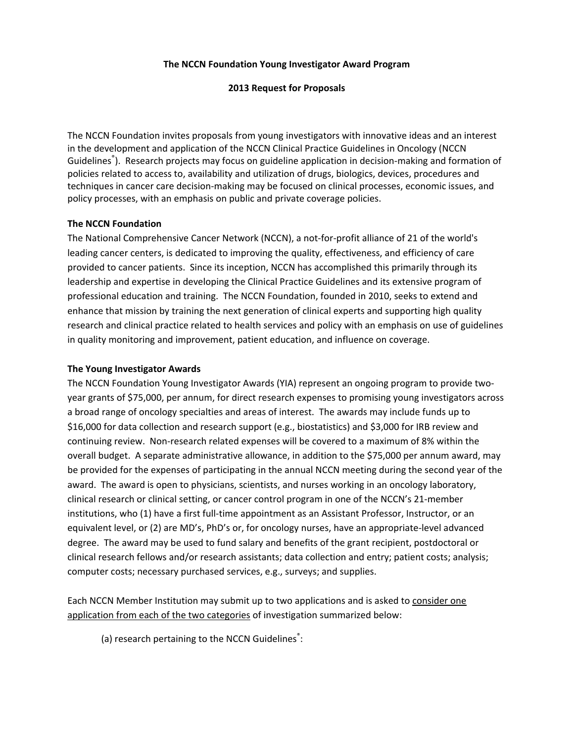**The NCCN Foundation Young Investigator Award Program**

**2013 Request for Proposals**

The NCCN Foundation invites proposals from young investigators with innovative ideas and an interest in the development and application of the NCCN Clinical Practice Guidelines in Oncology (NCCN Guidelines®). Research projects may focus on guideline application in decision-making and formation of policies related to access to, availability and utilization of drugs, biologics, devices, procedures and techniques in cancer care decision-making may be focused on clinical processes, economic issues, and policy processes, with an emphasis on public and private coverage policies.

**The NCCN Foundation**

The National Comprehensive Cancer Network (NCCN), a not-for-profit alliance of 21 of the world's leading cancer centers, is dedicated to improving the quality, effectiveness, and efficiency of care provided to cancer patients. Since its inception, NCCN has accomplished this primarily through its leadership and expertise in developing the Clinical Practice Guidelines and its extensive program of professional education and training. The NCCN Foundation, founded in 2010, seeks to extend and enhance that mission by training the next generation of clinical experts and supporting high quality research and clinical practice related to health services and policy with an emphasis on use of guidelines in quality monitoring and improvement, patient education, and influence on coverage.

**The Young Investigator Awards**

The NCCN Foundation Young Investigator Awards (YIA) represent an ongoing program to provide two-year grants of $75,000, per annum, for direct research expenses to promising young investigators across a broad range of oncology specialties and areas of interest. The awards may include funds up to $16,000 for data collection and research support (e.g., biostatistics) and $3,000 for IRB review and continuing review. Non-research related expenses will be covered to a maximum of 8% within the overall budget. A separate administrative allowance, in addition to the $75,000 per annum award, may be provided for the expenses of participating in the annual NCCN meeting during the second year of the award. The award is open to physicians, scientists, and nurses working in an oncology laboratory, clinical research or clinical setting, or cancer control program in one of the NCCN's 21-member institutions, who (1) have a first full-time appointment as an Assistant Professor, Instructor, or an equivalent level, or (2) are MD's, PhD's or, for oncology nurses, have an appropriate-level advanced degree. The award may be used to fund salary and benefits of the grant recipient, postdoctoral or clinical research fellows and/or research assistants; data collection and entry; patient costs; analysis; computer costs; necessary purchased services, e.g., surveys; and supplies.

Each NCCN Member Institution may submit up to two applications and is asked to <u>consider one application from each of the two categories</u> of investigation summarized below:

(a) research pertaining to the NCCN Guidelines®: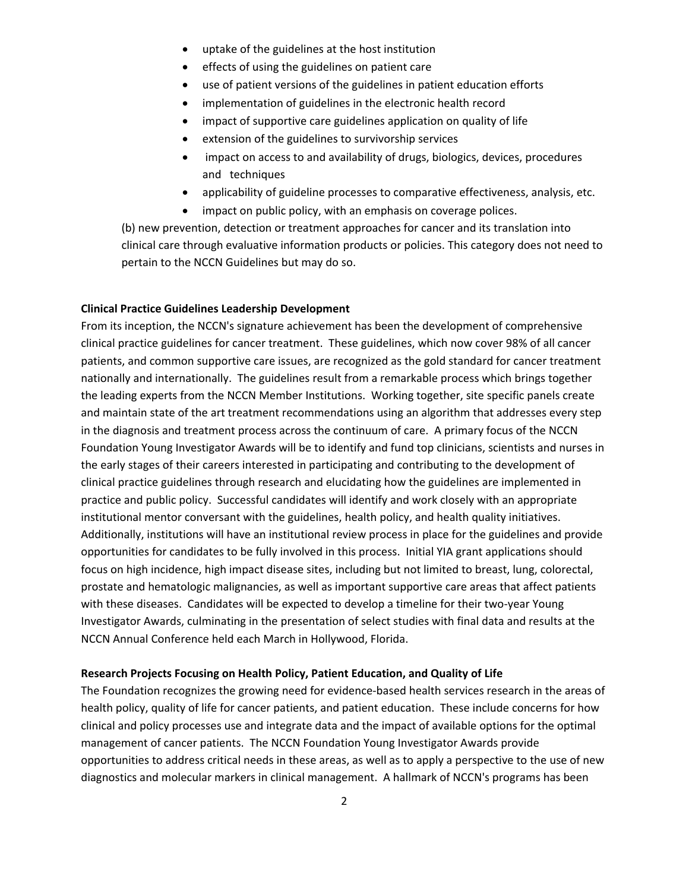- uptake of the guidelines at the host institution
- effects of using the guidelines on patient care
- use of patient versions of the guidelines in patient education efforts
- implementation of guidelines in the electronic health record
- impact of supportive care guidelines application on quality of life
- extension of the guidelines to survivorship services
- impact on access to and availability of drugs, biologics, devices, procedures and techniques
- applicability of guideline processes to comparative effectiveness, analysis, etc.
- impact on public policy, with an emphasis on coverage polices.

(b) new prevention, detection or treatment approaches for cancer and its translation into clinical care through evaluative information products or policies. This category does not need to pertain to the NCCN Guidelines but may do so.

**Clinical Practice Guidelines Leadership Development**

From its inception, the NCCN's signature achievement has been the development of comprehensive clinical practice guidelines for cancer treatment. These guidelines, which now cover 98% of all cancer patients, and common supportive care issues, are recognized as the gold standard for cancer treatment nationally and internationally. The guidelines result from a remarkable process which brings together the leading experts from the NCCN Member Institutions. Working together, site specific panels create and maintain state of the art treatment recommendations using an algorithm that addresses every step in the diagnosis and treatment process across the continuum of care. A primary focus of the NCCN Foundation Young Investigator Awards will be to identify and fund top clinicians, scientists and nurses in the early stages of their careers interested in participating and contributing to the development of clinical practice guidelines through research and elucidating how the guidelines are implemented in practice and public policy. Successful candidates will identify and work closely with an appropriate institutional mentor conversant with the guidelines, health policy, and health quality initiatives. Additionally, institutions will have an institutional review process in place for the guidelines and provide opportunities for candidates to be fully involved in this process. Initial YIA grant applications should focus on high incidence, high impact disease sites, including but not limited to breast, lung, colorectal, prostate and hematologic malignancies, as well as important supportive care areas that affect patients with these diseases. Candidates will be expected to develop a timeline for their two-year Young Investigator Awards, culminating in the presentation of select studies with final data and results at the NCCN Annual Conference held each March in Hollywood, Florida.

**Research Projects Focusing on Health Policy, Patient Education, and Quality of Life**

The Foundation recognizes the growing need for evidence-based health services research in the areas of health policy, quality of life for cancer patients, and patient education. These include concerns for how clinical and policy processes use and integrate data and the impact of available options for the optimal management of cancer patients. The NCCN Foundation Young Investigator Awards provide opportunities to address critical needs in these areas, as well as to apply a perspective to the use of new diagnostics and molecular markers in clinical management. A hallmark of NCCN's programs has been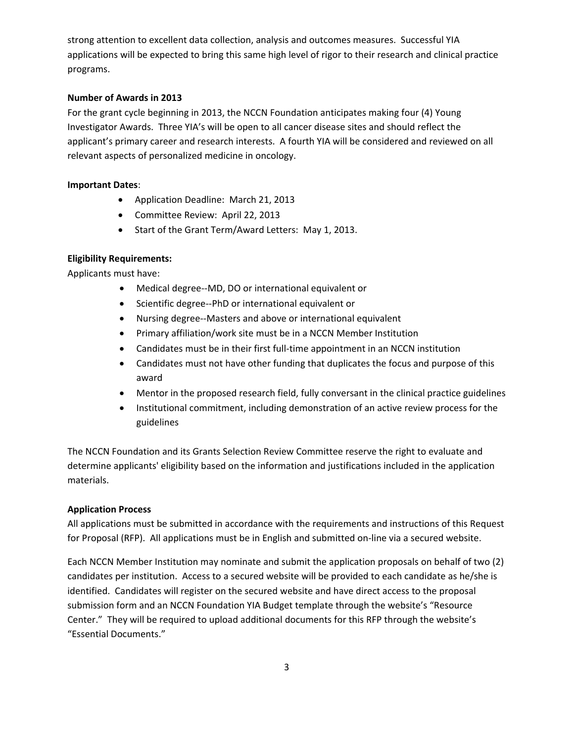strong attention to excellent data collection, analysis and outcomes measures. Successful YIA applications will be expected to bring this same high level of rigor to their research and clinical practice programs.

**Number of Awards in 2013**

For the grant cycle beginning in 2013, the NCCN Foundation anticipates making four (4) Young Investigator Awards. Three YIA's will be open to all cancer disease sites and should reflect the applicant's primary career and research interests. A fourth YIA will be considered and reviewed on all relevant aspects of personalized medicine in oncology.

**Important Dates**:

- Application Deadline: March 21, 2013
- Committee Review: April 22, 2013
- Start of the Grant Term/Award Letters: May 1, 2013.

**Eligibility Requirements:**

Applicants must have:

- Medical degree--MD, DO or international equivalent or
- Scientific degree--PhD or international equivalent or
- Nursing degree--Masters and above or international equivalent
- Primary affiliation/work site must be in a NCCN Member Institution
- Candidates must be in their first full-time appointment in an NCCN institution
- Candidates must not have other funding that duplicates the focus and purpose of this award
- Mentor in the proposed research field, fully conversant in the clinical practice guidelines
- Institutional commitment, including demonstration of an active review process for the guidelines

The NCCN Foundation and its Grants Selection Review Committee reserve the right to evaluate and determine applicants' eligibility based on the information and justifications included in the application materials.

**Application Process**

All applications must be submitted in accordance with the requirements and instructions of this Request for Proposal (RFP). All applications must be in English and submitted on-line via a secured website.

Each NCCN Member Institution may nominate and submit the application proposals on behalf of two (2) candidates per institution. Access to a secured website will be provided to each candidate as he/she is identified. Candidates will register on the secured website and have direct access to the proposal submission form and an NCCN Foundation YIA Budget template through the website's "Resource Center." They will be required to upload additional documents for this RFP through the website's "Essential Documents."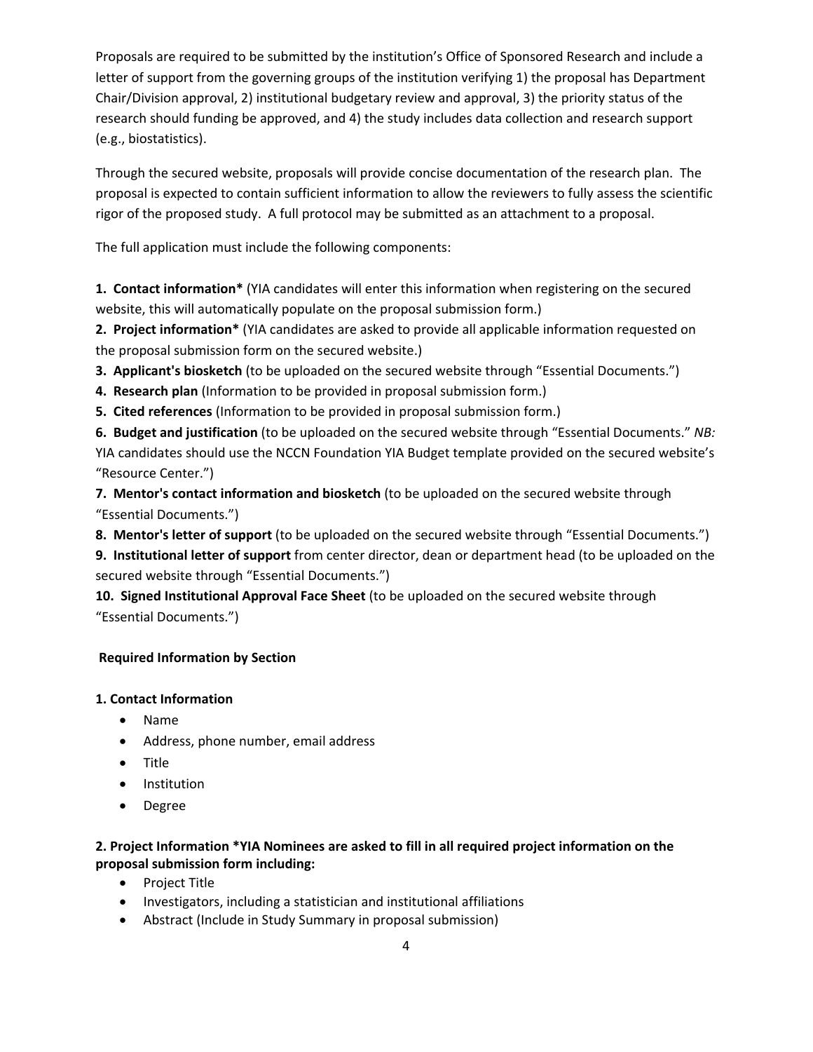Proposals are required to be submitted by the institution's Office of Sponsored Research and include a letter of support from the governing groups of the institution verifying 1) the proposal has Department Chair/Division approval, 2) institutional budgetary review and approval, 3) the priority status of the research should funding be approved, and 4) the study includes data collection and research support (e.g., biostatistics).

Through the secured website, proposals will provide concise documentation of the research plan. The proposal is expected to contain sufficient information to allow the reviewers to fully assess the scientific rigor of the proposed study. A full protocol may be submitted as an attachment to a proposal.

The full application must include the following components:

**1. Contact information*** (YIA candidates will enter this information when registering on the secured website, this will automatically populate on the proposal submission form.)
**2. Project information*** (YIA candidates are asked to provide all applicable information requested on the proposal submission form on the secured website.)
**3. Applicant's biosketch** (to be uploaded on the secured website through "Essential Documents.")
**4. Research plan** (Information to be provided in proposal submission form.)
**5. Cited references** (Information to be provided in proposal submission form.)
**6. Budget and justification** (to be uploaded on the secured website through "Essential Documents." *NB:* YIA candidates should use the NCCN Foundation YIA Budget template provided on the secured website's "Resource Center.")
**7. Mentor's contact information and biosketch** (to be uploaded on the secured website through "Essential Documents.")
**8. Mentor's letter of support** (to be uploaded on the secured website through "Essential Documents.")
**9. Institutional letter of support** from center director, dean or department head (to be uploaded on the secured website through "Essential Documents.")
**10. Signed Institutional Approval Face Sheet** (to be uploaded on the secured website through "Essential Documents.")

**Required Information by Section**

**1. Contact Information**

- Name
- Address, phone number, email address
- Title
- Institution
- Degree

**2. Project Information *YIA Nominees are asked to fill in all required project information on the proposal submission form including:**

- Project Title
- Investigators, including a statistician and institutional affiliations
- Abstract (Include in Study Summary in proposal submission)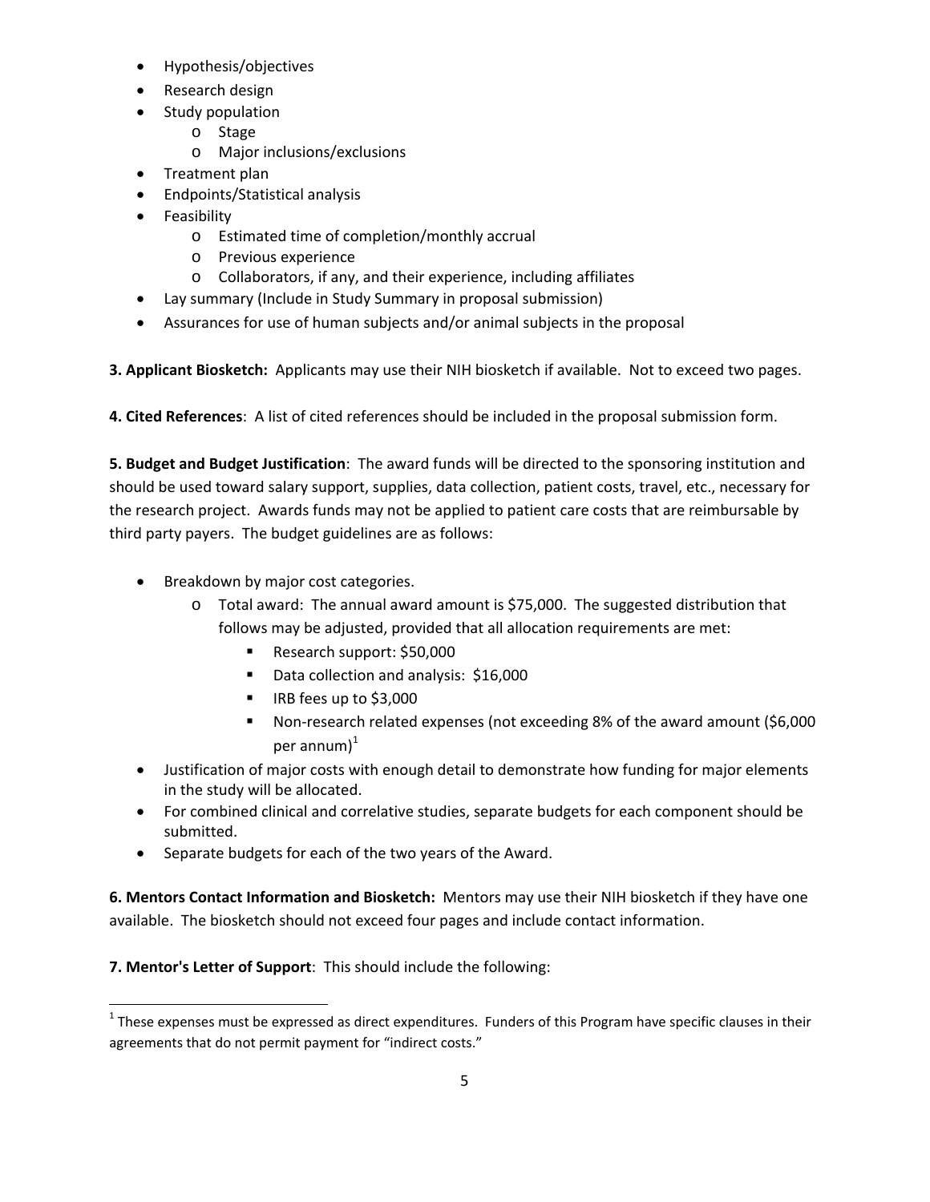- Hypothesis/objectives
- Research design
- Study population
  - Stage
  - Major inclusions/exclusions
- Treatment plan
- Endpoints/Statistical analysis
- Feasibility
  - Estimated time of completion/monthly accrual
  - Previous experience
  - Collaborators, if any, and their experience, including affiliates
- Lay summary (Include in Study Summary in proposal submission)
- Assurances for use of human subjects and/or animal subjects in the proposal

**3. Applicant Biosketch:** Applicants may use their NIH biosketch if available. Not to exceed two pages.

**4. Cited References**: A list of cited references should be included in the proposal submission form.

**5. Budget and Budget Justification**: The award funds will be directed to the sponsoring institution and should be used toward salary support, supplies, data collection, patient costs, travel, etc., necessary for the research project. Awards funds may not be applied to patient care costs that are reimbursable by third party payers. The budget guidelines are as follows:

- Breakdown by major cost categories.
  - Total award: The annual award amount is $75,000. The suggested distribution that follows may be adjusted, provided that all allocation requirements are met:
    - Research support: $50,000
    - Data collection and analysis: $16,000
    - IRB fees up to $3,000
    - Non-research related expenses (not exceeding 8% of the award amount ($6,000 per annum)[1]
- Justification of major costs with enough detail to demonstrate how funding for major elements in the study will be allocated.
- For combined clinical and correlative studies, separate budgets for each component should be submitted.
- Separate budgets for each of the two years of the Award.

**6. Mentors Contact Information and Biosketch:** Mentors may use their NIH biosketch if they have one available. The biosketch should not exceed four pages and include contact information.

**7. Mentor's Letter of Support**: This should include the following:

[1] These expenses must be expressed as direct expenditures. Funders of this Program have specific clauses in their agreements that do not permit payment for "indirect costs."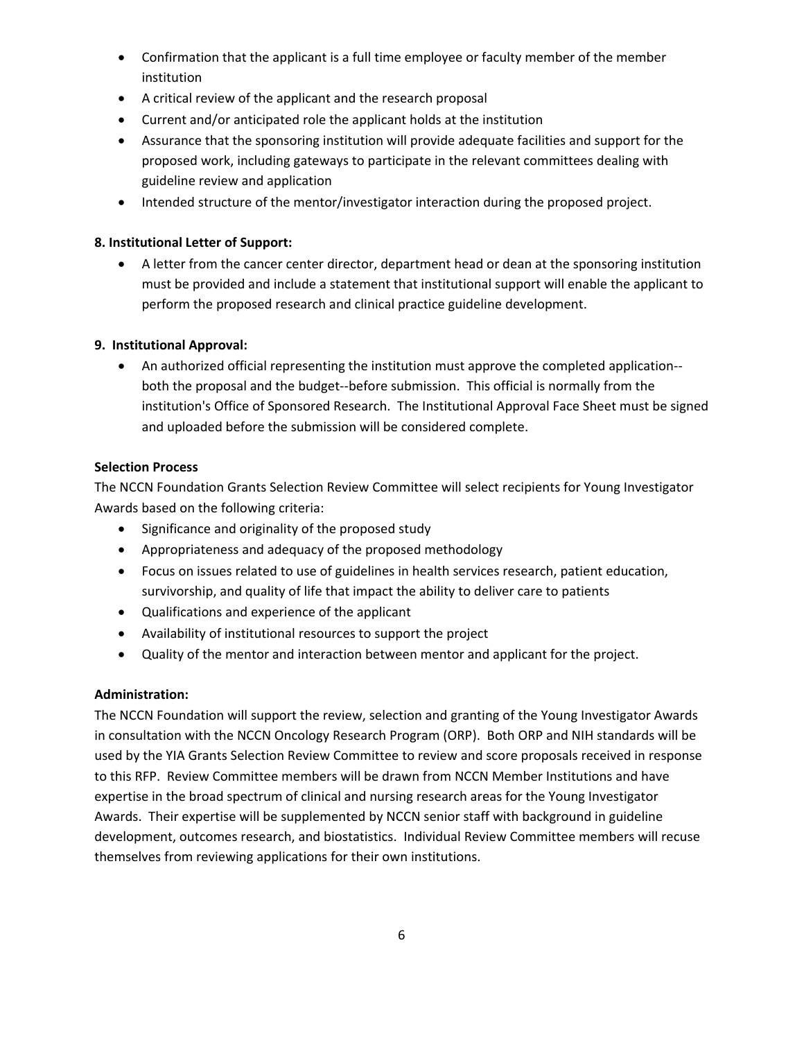- Confirmation that the applicant is a full time employee or faculty member of the member institution
- A critical review of the applicant and the research proposal
- Current and/or anticipated role the applicant holds at the institution
- Assurance that the sponsoring institution will provide adequate facilities and support for the proposed work, including gateways to participate in the relevant committees dealing with guideline review and application
- Intended structure of the mentor/investigator interaction during the proposed project.

**8. Institutional Letter of Support:**

- A letter from the cancer center director, department head or dean at the sponsoring institution must be provided and include a statement that institutional support will enable the applicant to perform the proposed research and clinical practice guideline development.

**9. Institutional Approval:**

- An authorized official representing the institution must approve the completed application--both the proposal and the budget--before submission. This official is normally from the institution's Office of Sponsored Research. The Institutional Approval Face Sheet must be signed and uploaded before the submission will be considered complete.

**Selection Process**

The NCCN Foundation Grants Selection Review Committee will select recipients for Young Investigator Awards based on the following criteria:

- Significance and originality of the proposed study
- Appropriateness and adequacy of the proposed methodology
- Focus on issues related to use of guidelines in health services research, patient education, survivorship, and quality of life that impact the ability to deliver care to patients
- Qualifications and experience of the applicant
- Availability of institutional resources to support the project
- Quality of the mentor and interaction between mentor and applicant for the project.

**Administration:**

The NCCN Foundation will support the review, selection and granting of the Young Investigator Awards in consultation with the NCCN Oncology Research Program (ORP). Both ORP and NIH standards will be used by the YIA Grants Selection Review Committee to review and score proposals received in response to this RFP. Review Committee members will be drawn from NCCN Member Institutions and have expertise in the broad spectrum of clinical and nursing research areas for the Young Investigator Awards. Their expertise will be supplemented by NCCN senior staff with background in guideline development, outcomes research, and biostatistics. Individual Review Committee members will recuse themselves from reviewing applications for their own institutions.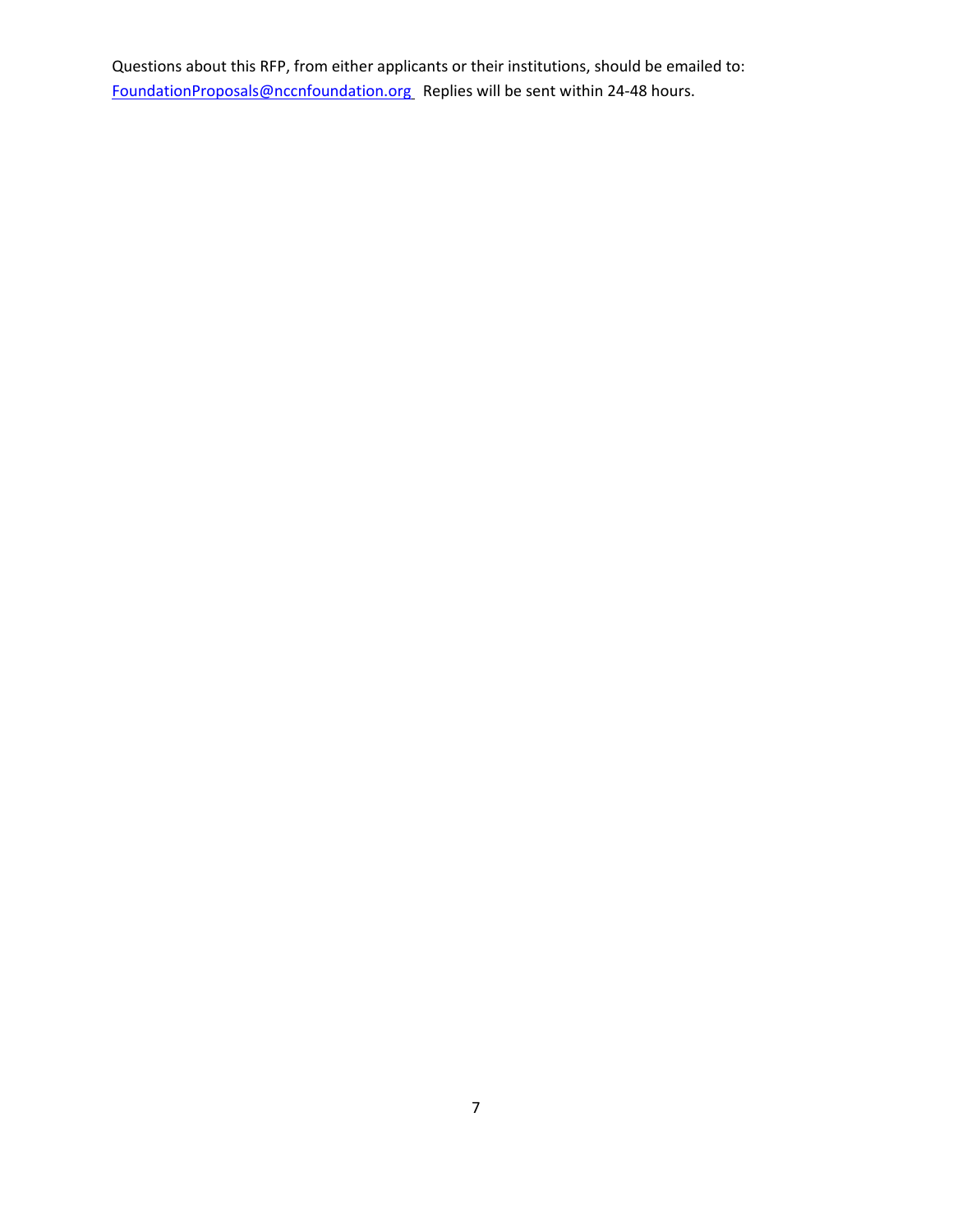Questions about this RFP, from either applicants or their institutions, should be emailed to: [FoundationProposals@nccnfoundation.org](mailto:FoundationProposals@nccnfoundation.org) Replies will be sent within 24-48 hours.